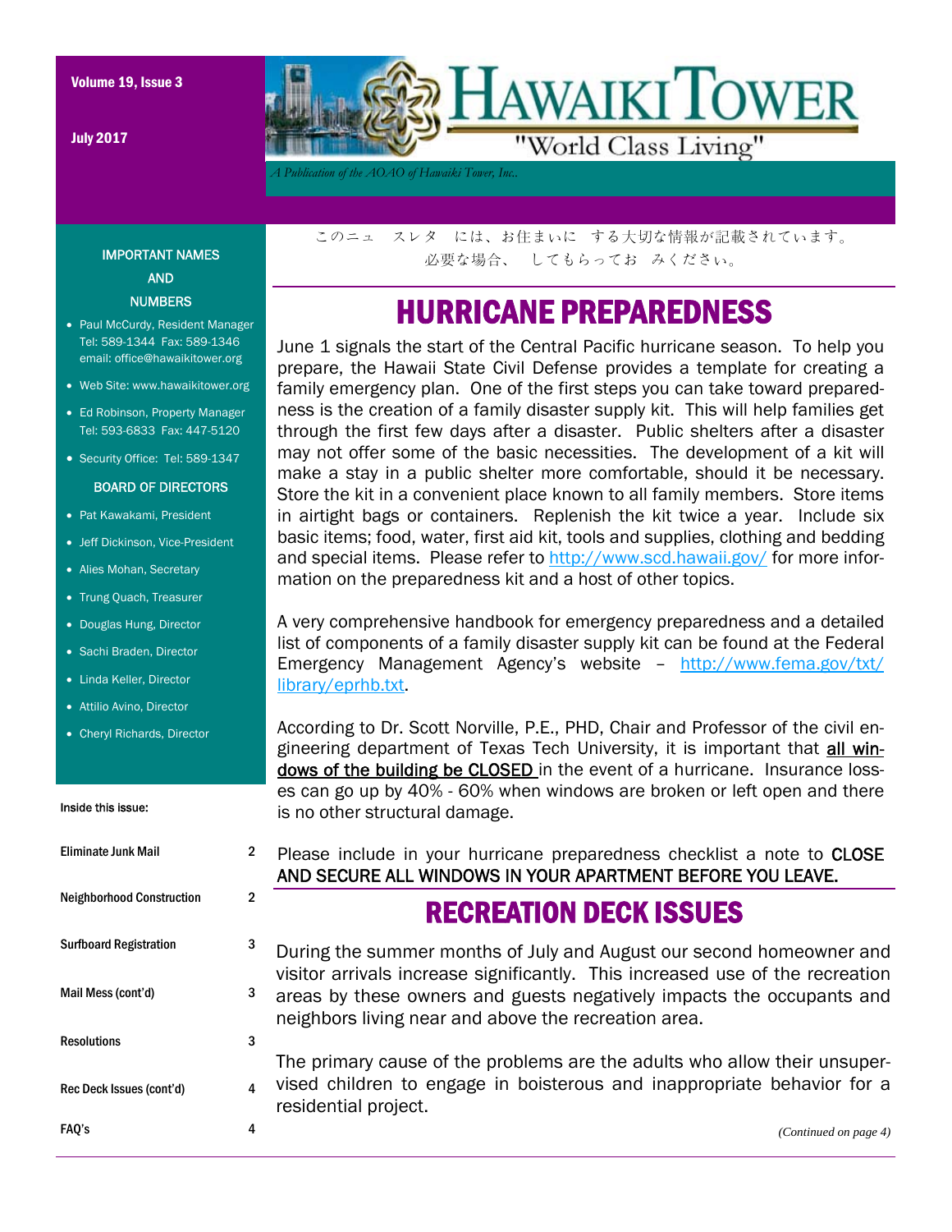Volume 19, Issue 3

July 2017

# HAWAIKI TOWER

"World Class Living"

*A Publication of the AOAO of Hawaiki Tower, Inc.*

このニュ　スレタ　には、お住まいに　する大切な情報が記載されています。
必要な場合、　してもらってお　みください。

## HURRICANE PREPAREDNESS

June 1 signals the start of the Central Pacific hurricane season. To help you prepare, the Hawaii State Civil Defense provides a template for creating a family emergency plan. One of the first steps you can take toward preparedness is the creation of a family disaster supply kit. This will help families get through the first few days after a disaster. Public shelters after a disaster may not offer some of the basic necessities. The development of a kit will make a stay in a public shelter more comfortable, should it be necessary. Store the kit in a convenient place known to all family members. Store items in airtight bags or containers. Replenish the kit twice a year. Include six basic items; food, water, first aid kit, tools and supplies, clothing and bedding and special items. Please refer to http://www.scd.hawaii.gov/ for more information on the preparedness kit and a host of other topics.

A very comprehensive handbook for emergency preparedness and a detailed list of components of a family disaster supply kit can be found at the Federal Emergency Management Agency's website – http://www.fema.gov/txt/library/eprhb.txt.

According to Dr. Scott Norville, P.E., PHD, Chair and Professor of the civil engineering department of Texas Tech University, it is important that <u>all windows of the building be CLOSED</u> in the event of a hurricane. Insurance losses can go up by 40% - 60% when windows are broken or left open and there is no other structural damage.

Please include in your hurricane preparedness checklist a note to CLOSE AND SECURE ALL WINDOWS IN YOUR APARTMENT BEFORE YOU LEAVE.

## RECREATION DECK ISSUES

During the summer months of July and August our second homeowner and visitor arrivals increase significantly. This increased use of the recreation areas by these owners and guests negatively impacts the occupants and neighbors living near and above the recreation area.

The primary cause of the problems are the adults who allow their unsupervised children to engage in boisterous and inappropriate behavior for a residential project.

*(Continued on page 4)*

### IMPORTANT NAMES AND NUMBERS

- Paul McCurdy, Resident Manager Tel: 589-1344 Fax: 589-1346 email: office@hawaikitower.org
- Web Site: www.hawaikitower.org
- Ed Robinson, Property Manager Tel: 593-6833 Fax: 447-5120
- Security Office: Tel: 589-1347

### BOARD OF DIRECTORS

- Pat Kawakami, President
- Jeff Dickinson, Vice-President
- Alies Mohan, Secretary
- Trung Quach, Treasurer
- Douglas Hung, Director
- Sachi Braden, Director
- Linda Keller, Director
- Attilio Avino, Director
- Cheryl Richards, Director

### Inside this issue:

| | |
|---|---|
| Eliminate Junk Mail | 2 |
| Neighborhood Construction | 2 |
| Surfboard Registration | 3 |
| Mail Mess (cont'd) | 3 |
| Resolutions | 3 |
| Rec Deck Issues (cont'd) | 4 |
| FAQ's | 4 |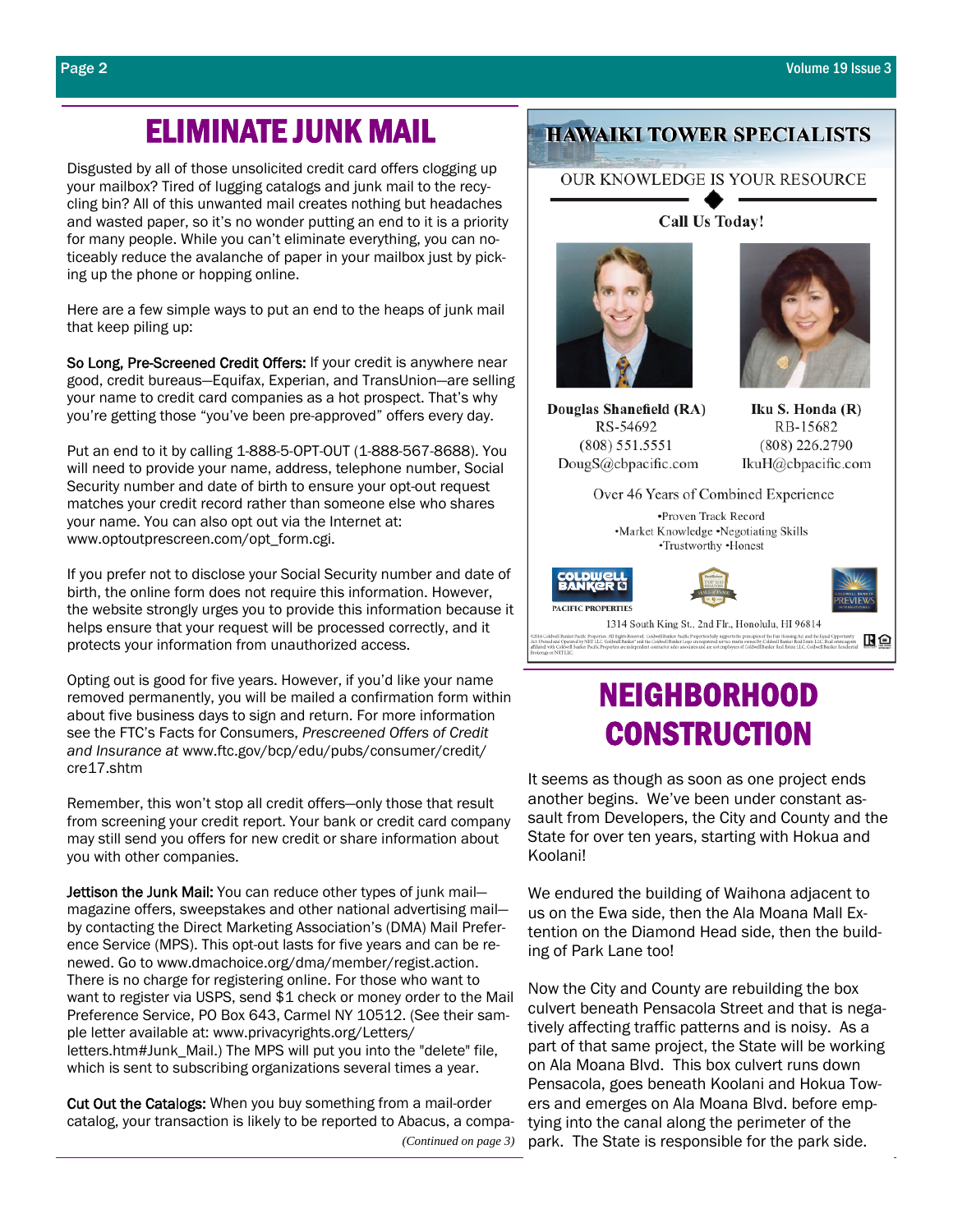# ELIMINATE JUNK MAIL

Disgusted by all of those unsolicited credit card offers clogging up your mailbox? Tired of lugging catalogs and junk mail to the recycling bin? All of this unwanted mail creates nothing but headaches and wasted paper, so it's no wonder putting an end to it is a priority for many people. While you can't eliminate everything, you can noticeably reduce the avalanche of paper in your mailbox just by picking up the phone or hopping online.

Here are a few simple ways to put an end to the heaps of junk mail that keep piling up:

So Long, Pre-Screened Credit Offers: If your credit is anywhere near good, credit bureaus—Equifax, Experian, and TransUnion—are selling your name to credit card companies as a hot prospect. That's why you're getting those "you've been pre-approved" offers every day.

Put an end to it by calling 1-888-5-OPT-OUT (1-888-567-8688). You will need to provide your name, address, telephone number, Social Security number and date of birth to ensure your opt-out request matches your credit record rather than someone else who shares your name. You can also opt out via the Internet at: www.optoutprescreen.com/opt_form.cgi.

If you prefer not to disclose your Social Security number and date of birth, the online form does not require this information. However, the website strongly urges you to provide this information because it helps ensure that your request will be processed correctly, and it protects your information from unauthorized access.

Opting out is good for five years. However, if you'd like your name removed permanently, you will be mailed a confirmation form within about five business days to sign and return. For more information see the FTC's Facts for Consumers, *Prescreened Offers of Credit and Insurance at* www.ftc.gov/bcp/edu/pubs/consumer/credit/cre17.shtm

Remember, this won't stop all credit offers—only those that result from screening your credit report. Your bank or credit card company may still send you offers for new credit or share information about you with other companies.

Jettison the Junk Mail: You can reduce other types of junk mail—magazine offers, sweepstakes and other national advertising mail—by contacting the Direct Marketing Association's (DMA) Mail Preference Service (MPS). This opt-out lasts for five years and can be renewed. Go to www.dmachoice.org/dma/member/regist.action. There is no charge for registering online. For those who want to want to register via USPS, send $1 check or money order to the Mail Preference Service, PO Box 643, Carmel NY 10512. (See their sample letter available at: www.privacyrights.org/Letters/letters.htm#Junk_Mail.) The MPS will put you into the "delete" file, which is sent to subscribing organizations several times a year.

Cut Out the Catalogs: When you buy something from a mail-order catalog, your transaction is likely to be reported to Abacus, a compa-

*(Continued on page 3)*

## HAWAIKI TOWER SPECIALISTS

OUR KNOWLEDGE IS YOUR RESOURCE

**Call Us Today!**

**Douglas Shanefield (RA)**
RS-54692
(808) 551.5551
DougS@cbpacific.com

**Iku S. Honda (R)**
RB-15682
(808) 226.2790
IkuH@cbpacific.com

Over 46 Years of Combined Experience

•Proven Track Record
•Market Knowledge •Negotiating Skills
•Trustworthy •Honest

COLDWELL BANKER PACIFIC PROPERTIES

1314 South King St., 2nd Flr., Honolulu, HI 96814

# NEIGHBORHOOD CONSTRUCTION

It seems as though as soon as one project ends another begins. We've been under constant assault from Developers, the City and County and the State for over ten years, starting with Hokua and Koolani!

We endured the building of Waihona adjacent to us on the Ewa side, then the Ala Moana Mall Extention on the Diamond Head side, then the building of Park Lane too!

Now the City and County are rebuilding the box culvert beneath Pensacola Street and that is negatively affecting traffic patterns and is noisy. As a part of that same project, the State will be working on Ala Moana Blvd. This box culvert runs down Pensacola, goes beneath Koolani and Hokua Towers and emerges on Ala Moana Blvd. before emptying into the canal along the perimeter of the park. The State is responsible for the park side.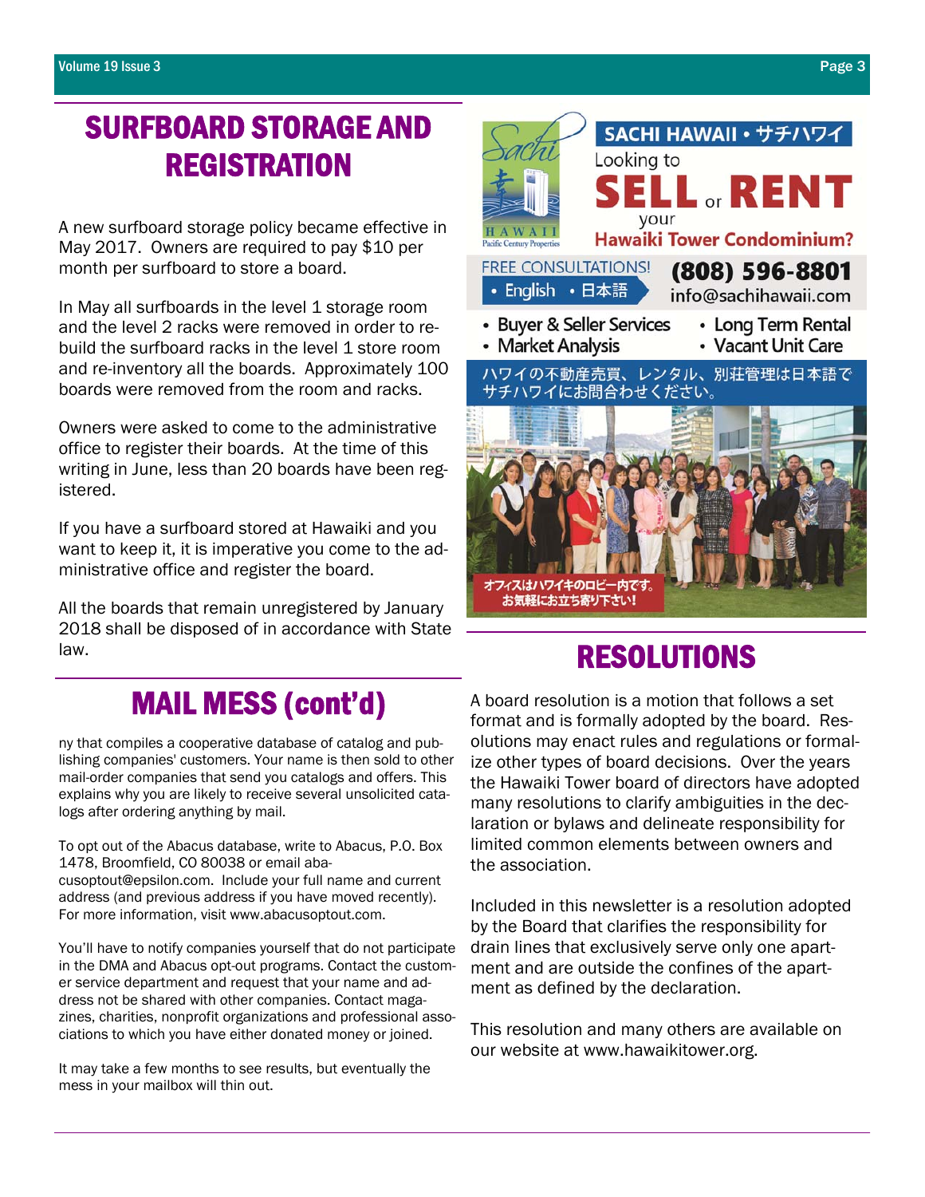## SURFBOARD STORAGE AND REGISTRATION

A new surfboard storage policy became effective in May 2017. Owners are required to pay $10 per month per surfboard to store a board.

In May all surfboards in the level 1 storage room and the level 2 racks were removed in order to rebuild the surfboard racks in the level 1 store room and re-inventory all the boards. Approximately 100 boards were removed from the room and racks.

Owners were asked to come to the administrative office to register their boards. At the time of this writing in June, less than 20 boards have been registered.

If you have a surfboard stored at Hawaiki and you want to keep it, it is imperative you come to the administrative office and register the board.

All the boards that remain unregistered by January 2018 shall be disposed of in accordance with State law.

## MAIL MESS (cont'd)

ny that compiles a cooperative database of catalog and publishing companies' customers. Your name is then sold to other mail-order companies that send you catalogs and offers. This explains why you are likely to receive several unsolicited catalogs after ordering anything by mail.

To opt out of the Abacus database, write to Abacus, P.O. Box 1478, Broomfield, CO 80038 or email abacusoptout@epsilon.com. Include your full name and current address (and previous address if you have moved recently). For more information, visit www.abacusoptout.com.

You'll have to notify companies yourself that do not participate in the DMA and Abacus opt-out programs. Contact the customer service department and request that your name and address not be shared with other companies. Contact magazines, charities, nonprofit organizations and professional associations to which you have either donated money or joined.

It may take a few months to see results, but eventually the mess in your mailbox will thin out.

**SACHI HAWAII • サチハワイ**

Sachi Hawaii — Pacific Century Properties

Looking to **SELL or RENT** your **Hawaiki Tower Condominium?**

FREE CONSULTATIONS!
• English • 日本語

**(808) 596-8801**
info@sachihawaii.com

- Buyer & Seller Services
- Market Analysis
- Long Term Rental
- Vacant Unit Care

ハワイの不動産売買、レンタル、別荘管理は日本語でサチハワイにお問合わせください。

オフィスはハワイキのロビー内です。
お気軽にお立ち寄り下さい!

## RESOLUTIONS

A board resolution is a motion that follows a set format and is formally adopted by the board. Resolutions may enact rules and regulations or formalize other types of board decisions. Over the years the Hawaiki Tower board of directors have adopted many resolutions to clarify ambiguities in the declaration or bylaws and delineate responsibility for limited common elements between owners and the association.

Included in this newsletter is a resolution adopted by the Board that clarifies the responsibility for drain lines that exclusively serve only one apartment and are outside the confines of the apartment as defined by the declaration.

This resolution and many others are available on our website at www.hawaikitower.org.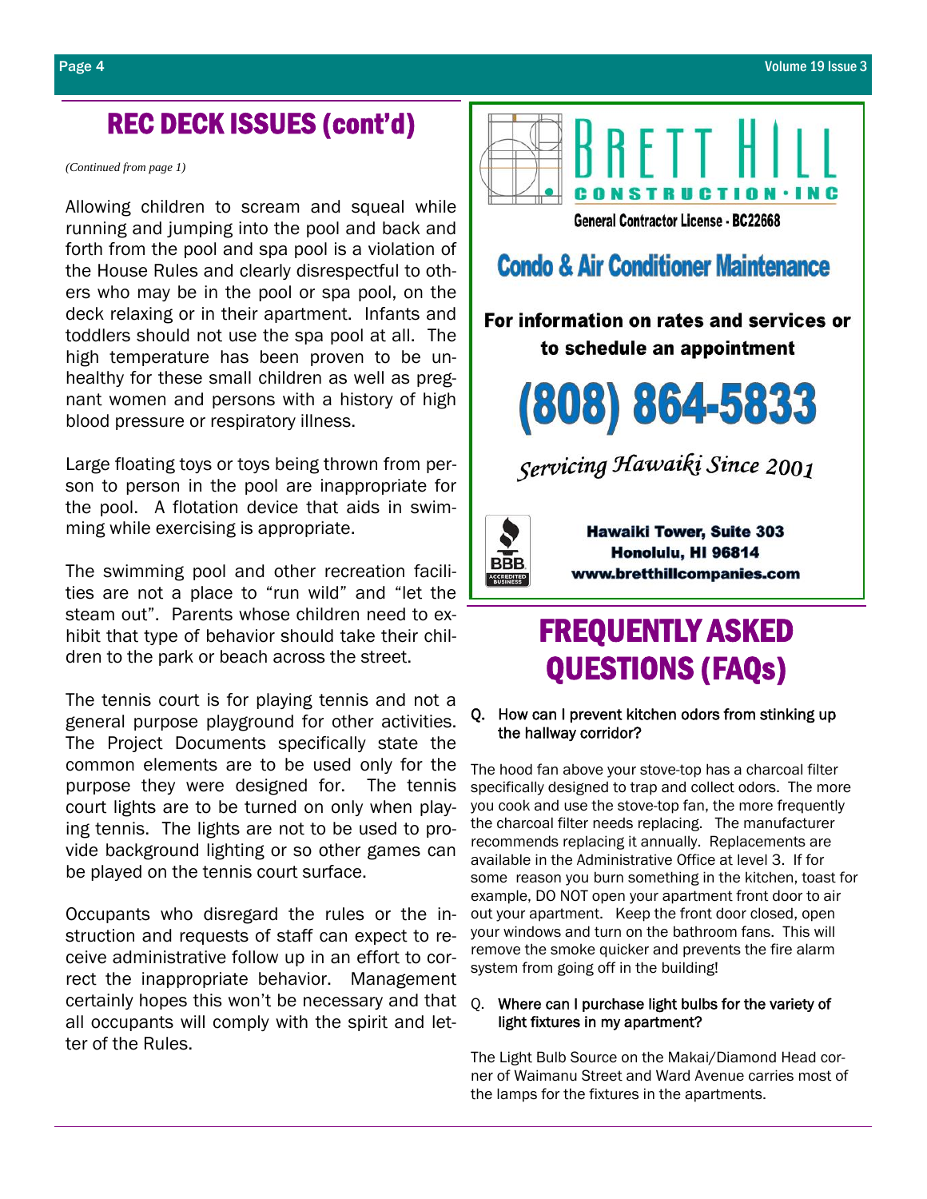## REC DECK ISSUES (cont'd)

*(Continued from page 1)*

Allowing children to scream and squeal while running and jumping into the pool and back and forth from the pool and spa pool is a violation of the House Rules and clearly disrespectful to others who may be in the pool or spa pool, on the deck relaxing or in their apartment. Infants and toddlers should not use the spa pool at all. The high temperature has been proven to be unhealthy for these small children as well as pregnant women and persons with a history of high blood pressure or respiratory illness.

Large floating toys or toys being thrown from person to person in the pool are inappropriate for the pool. A flotation device that aids in swimming while exercising is appropriate.

The swimming pool and other recreation facilities are not a place to "run wild" and "let the steam out". Parents whose children need to exhibit that type of behavior should take their children to the park or beach across the street.

The tennis court is for playing tennis and not a general purpose playground for other activities. The Project Documents specifically state the common elements are to be used only for the purpose they were designed for. The tennis court lights are to be turned on only when playing tennis. The lights are not to be used to provide background lighting or so other games can be played on the tennis court surface.

Occupants who disregard the rules or the instruction and requests of staff can expect to receive administrative follow up in an effort to correct the inappropriate behavior. Management certainly hopes this won't be necessary and that all occupants will comply with the spirit and letter of the Rules.

BRETT HILL CONSTRUCTION · INC

General Contractor License - BC22668

**Condo & Air Conditioner Maintenance**

**For information on rates and services or to schedule an appointment**

**(808) 864-5833**

*Servicing Hawaiki Since 2001*

BBB ACCREDITED BUSINESS

**Hawaiki Tower, Suite 303**
**Honolulu, HI 96814**
**www.bretthillcompanies.com**

## FREQUENTLY ASKED QUESTIONS (FAQs)

Q. How can I prevent kitchen odors from stinking up the hallway corridor?

The hood fan above your stove-top has a charcoal filter specifically designed to trap and collect odors. The more you cook and use the stove-top fan, the more frequently the charcoal filter needs replacing. The manufacturer recommends replacing it annually. Replacements are available in the Administrative Office at level 3. If for some reason you burn something in the kitchen, toast for example, DO NOT open your apartment front door to air out your apartment. Keep the front door closed, open your windows and turn on the bathroom fans. This will remove the smoke quicker and prevents the fire alarm system from going off in the building!

Q. Where can I purchase light bulbs for the variety of light fixtures in my apartment?

The Light Bulb Source on the Makai/Diamond Head corner of Waimanu Street and Ward Avenue carries most of the lamps for the fixtures in the apartments.